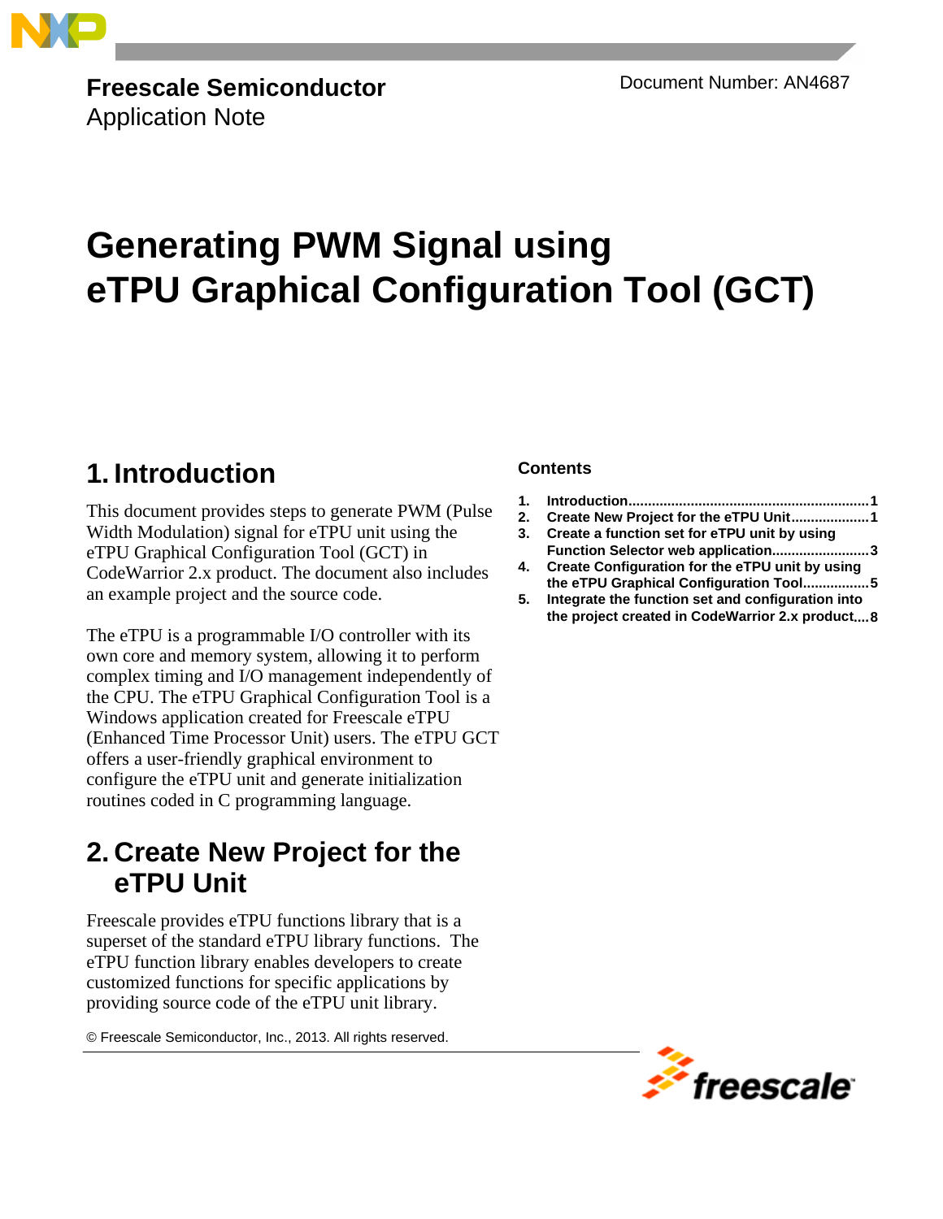**Freescale Semiconductor**
Application Note

Document Number: AN4687

# Generating PWM Signal using eTPU Graphical Configuration Tool (GCT)

## 1. Introduction

This document provides steps to generate PWM (Pulse Width Modulation) signal for eTPU unit using the eTPU Graphical Configuration Tool (GCT) in CodeWarrior 2.x product. The document also includes an example project and the source code.

The eTPU is a programmable I/O controller with its own core and memory system, allowing it to perform complex timing and I/O management independently of the CPU. The eTPU Graphical Configuration Tool is a Windows application created for Freescale eTPU (Enhanced Time Processor Unit) users. The eTPU GCT offers a user-friendly graphical environment to configure the eTPU unit and generate initialization routines coded in C programming language.

## 2. Create New Project for the eTPU Unit

Freescale provides eTPU functions library that is a superset of the standard eTPU library functions. The eTPU function library enables developers to create customized functions for specific applications by providing source code of the eTPU unit library.

**Contents**

1. Introduction.............................................................1
2. Create New Project for the eTPU Unit....................1
3. Create a function set for eTPU unit by using Function Selector web application.........................3
4. Create Configuration for the eTPU unit by using the eTPU Graphical Configuration Tool.................5
5. Integrate the function set and configuration into the project created in CodeWarrior 2.x product....8

© Freescale Semiconductor, Inc., 2013. All rights reserved.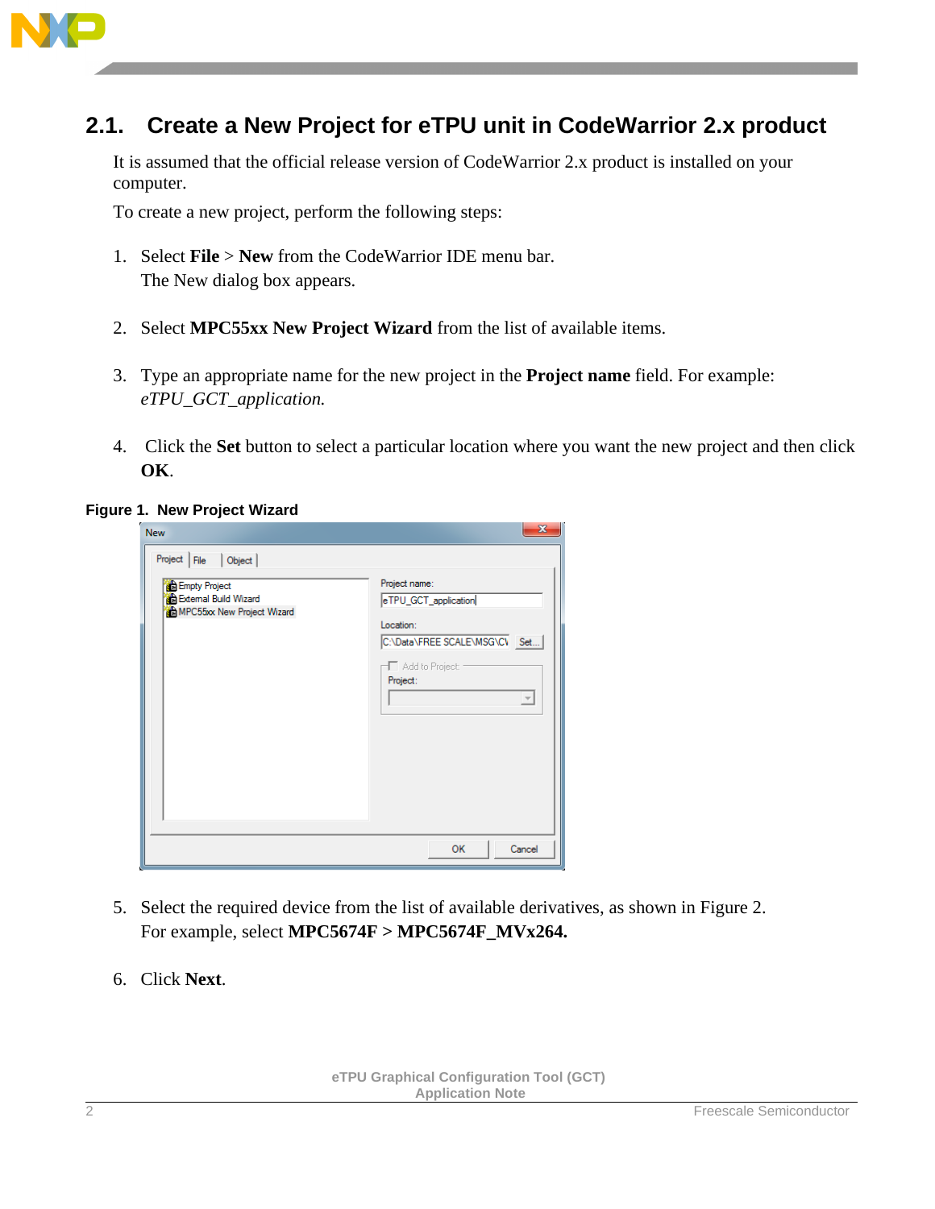## 2.1. Create a New Project for eTPU unit in CodeWarrior 2.x product

It is assumed that the official release version of CodeWarrior 2.x product is installed on your computer.

To create a new project, perform the following steps:

1. Select **File** > **New** from the CodeWarrior IDE menu bar.
   The New dialog box appears.

2. Select **MPC55xx New Project Wizard** from the list of available items.

3. Type an appropriate name for the new project in the **Project name** field. For example: *eTPU_GCT_application.*

4. Click the **Set** button to select a particular location where you want the new project and then click **OK**.

**Figure 1. New Project Wizard**

5. Select the required device from the list of available derivatives, as shown in Figure 2.
   For example, select **MPC5674F > MPC5674F_MVx264.**

6. Click **Next**.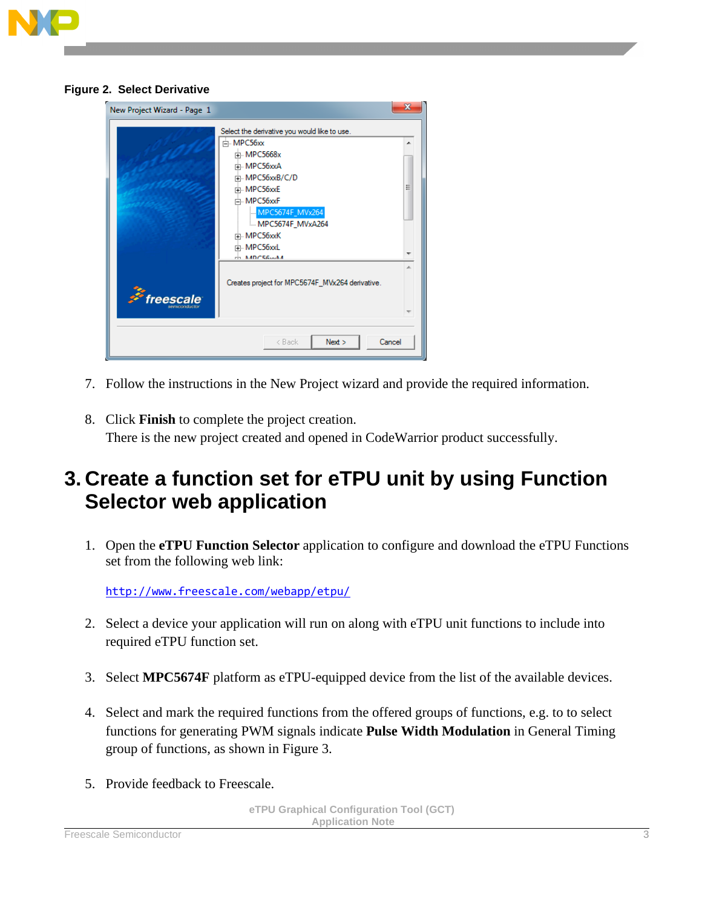**Figure 2. Select Derivative**

7. Follow the instructions in the New Project wizard and provide the required information.

8. Click **Finish** to complete the project creation.
   There is the new project created and opened in CodeWarrior product successfully.

# 3. Create a function set for eTPU unit by using Function Selector web application

1. Open the **eTPU Function Selector** application to configure and download the eTPU Functions set from the following web link:

   http://www.freescale.com/webapp/etpu/

2. Select a device your application will run on along with eTPU unit functions to include into required eTPU function set.

3. Select **MPC5674F** platform as eTPU-equipped device from the list of the available devices.

4. Select and mark the required functions from the offered groups of functions, e.g. to to select functions for generating PWM signals indicate **Pulse Width Modulation** in General Timing group of functions, as shown in Figure 3.

5. Provide feedback to Freescale.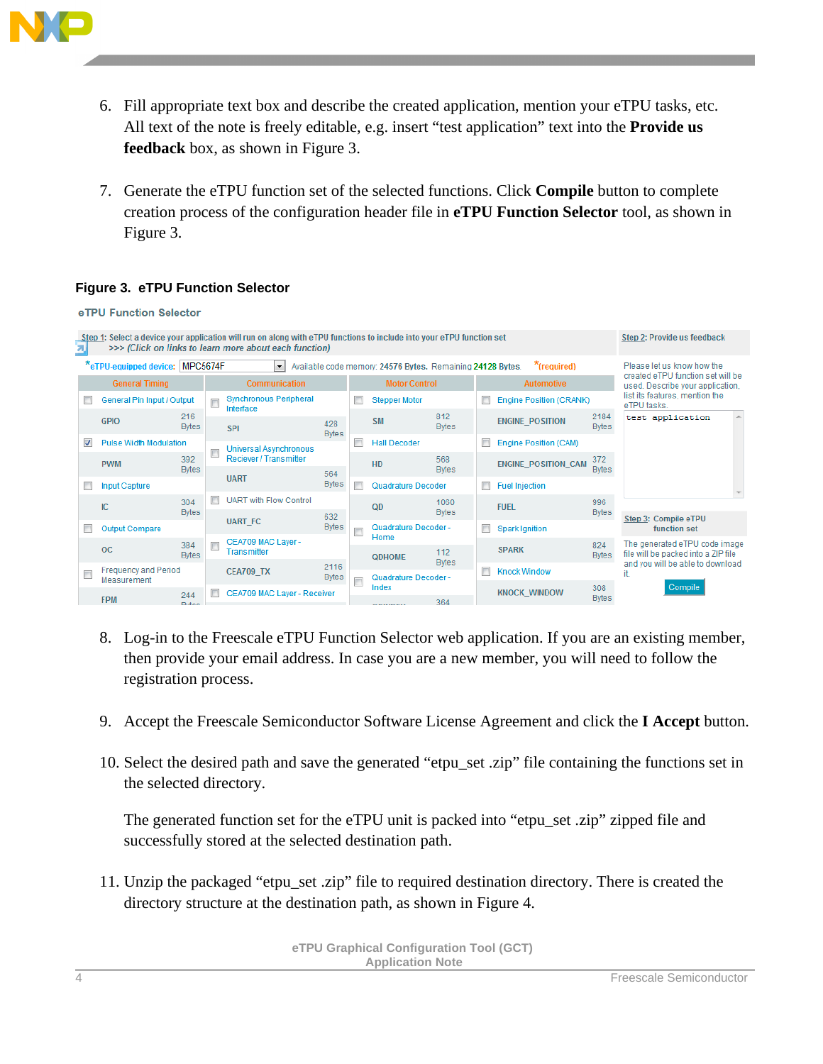6. Fill appropriate text box and describe the created application, mention your eTPU tasks, etc. All text of the note is freely editable, e.g. insert “test application” text into the **Provide us feedback** box, as shown in Figure 3.

7. Generate the eTPU function set of the selected functions. Click **Compile** button to complete creation process of the configuration header file in **eTPU Function Selector** tool, as shown in Figure 3.

**Figure 3. eTPU Function Selector**

8. Log-in to the Freescale eTPU Function Selector web application. If you are an existing member, then provide your email address. In case you are a new member, you will need to follow the registration process.

9. Accept the Freescale Semiconductor Software License Agreement and click the **I Accept** button.

10. Select the desired path and save the generated “etpu_set .zip” file containing the functions set in the selected directory.

    The generated function set for the eTPU unit is packed into “etpu_set .zip” zipped file and successfully stored at the selected destination path.

11. Unzip the packaged “etpu_set .zip” file to required destination directory. There is created the directory structure at the destination path, as shown in Figure 4.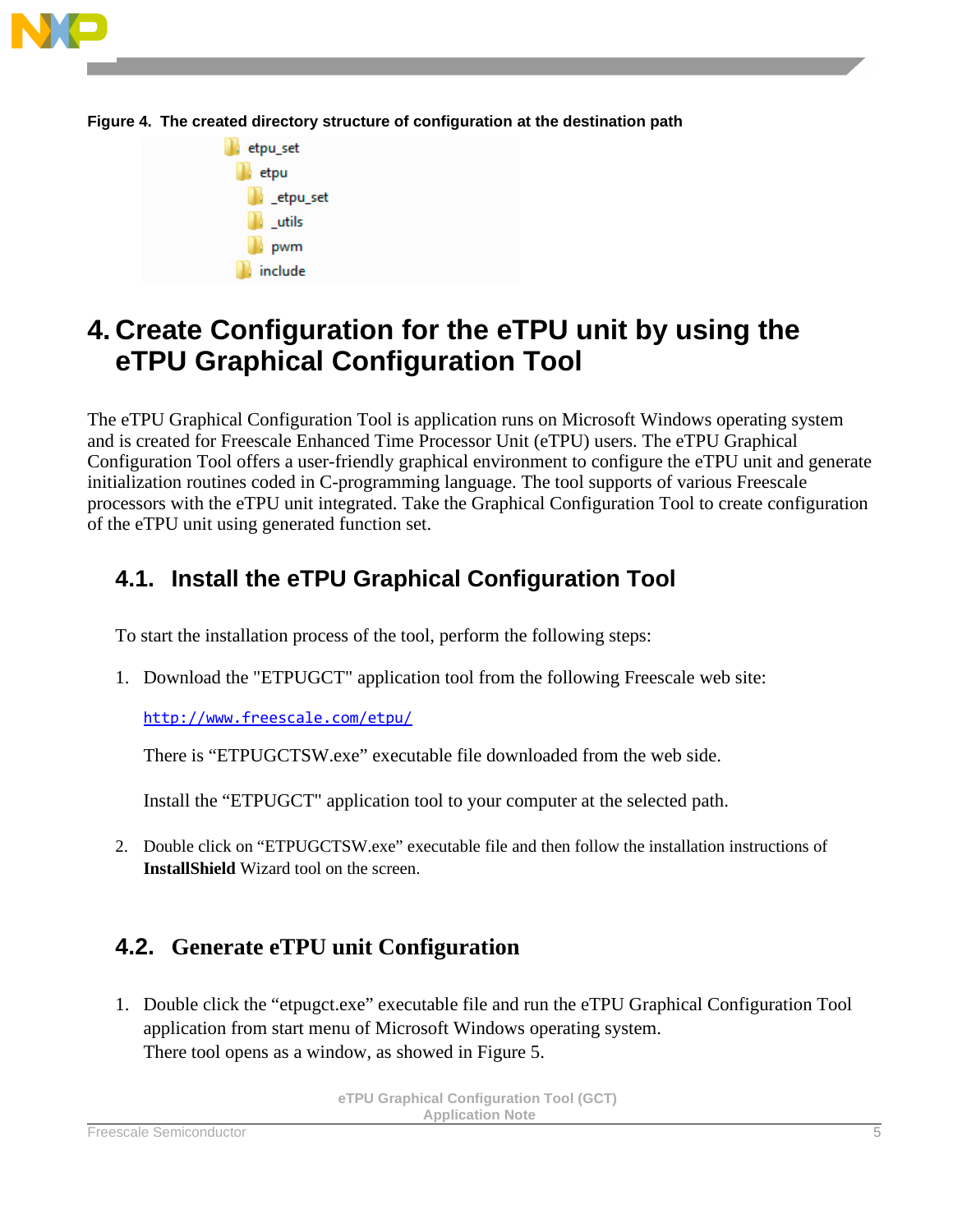**Figure 4. The created directory structure of configuration at the destination path**

- etpu_set
  - etpu
    - _etpu_set
    - _utils
    - pwm
  - include

# 4. Create Configuration for the eTPU unit by using the eTPU Graphical Configuration Tool

The eTPU Graphical Configuration Tool is application runs on Microsoft Windows operating system and is created for Freescale Enhanced Time Processor Unit (eTPU) users. The eTPU Graphical Configuration Tool offers a user-friendly graphical environment to configure the eTPU unit and generate initialization routines coded in C-programming language. The tool supports of various Freescale processors with the eTPU unit integrated. Take the Graphical Configuration Tool to create configuration of the eTPU unit using generated function set.

## 4.1. Install the eTPU Graphical Configuration Tool

To start the installation process of the tool, perform the following steps:

1. Download the "ETPUGCT" application tool from the following Freescale web site:

   http://www.freescale.com/etpu/

   There is “ETPUGCTSW.exe” executable file downloaded from the web side.

   Install the “ETPUGCT" application tool to your computer at the selected path.

2. Double click on “ETPUGCTSW.exe” executable file and then follow the installation instructions of **InstallShield** Wizard tool on the screen.

## 4.2. Generate eTPU unit Configuration

1. Double click the “etpugct.exe” executable file and run the eTPU Graphical Configuration Tool application from start menu of Microsoft Windows operating system.
   There tool opens as a window, as showed in Figure 5.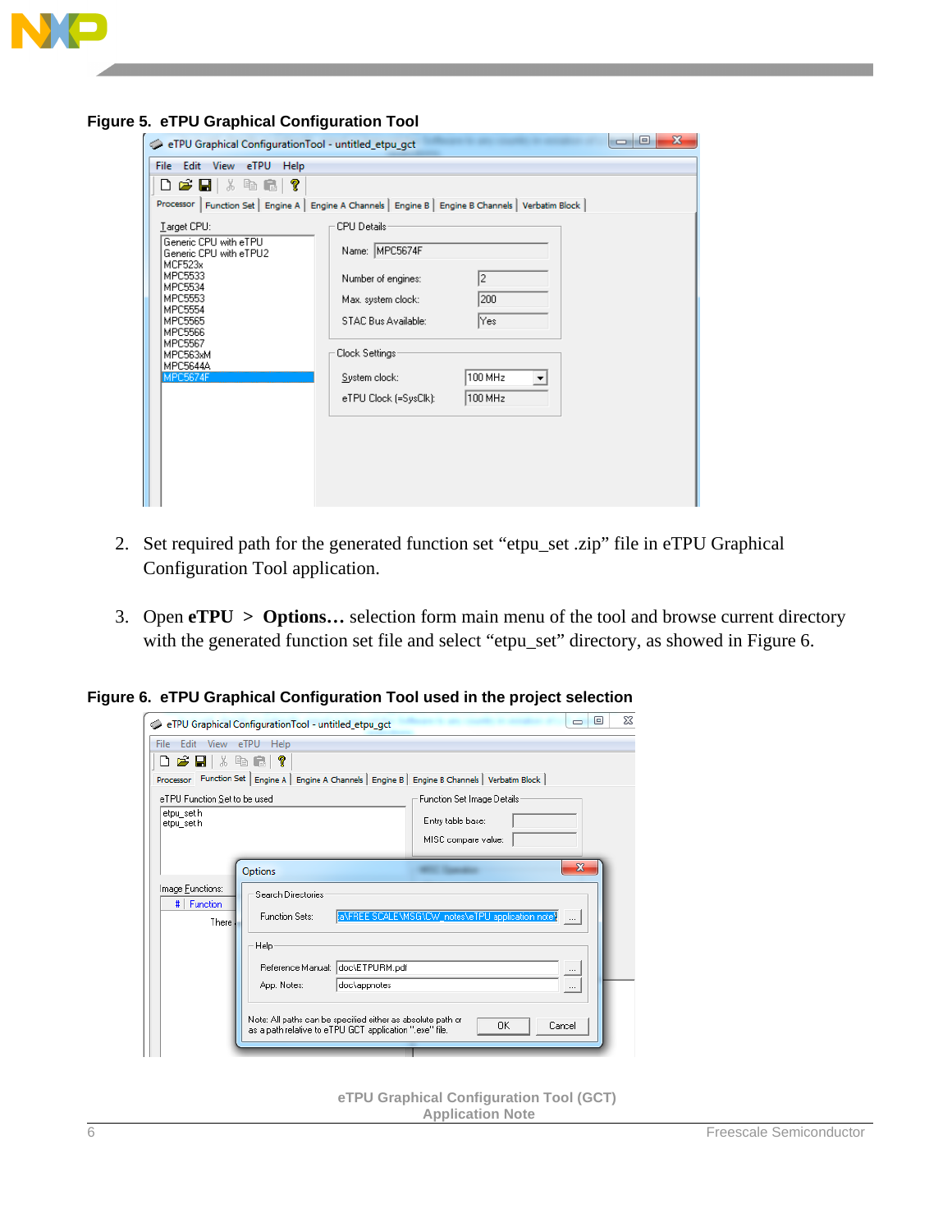**Figure 5. eTPU Graphical Configuration Tool**

2. Set required path for the generated function set “etpu_set .zip” file in eTPU Graphical Configuration Tool application.

3. Open **eTPU** > **Options…** selection form main menu of the tool and browse current directory with the generated function set file and select “etpu_set” directory, as showed in Figure 6.

**Figure 6. eTPU Graphical Configuration Tool used in the project selection**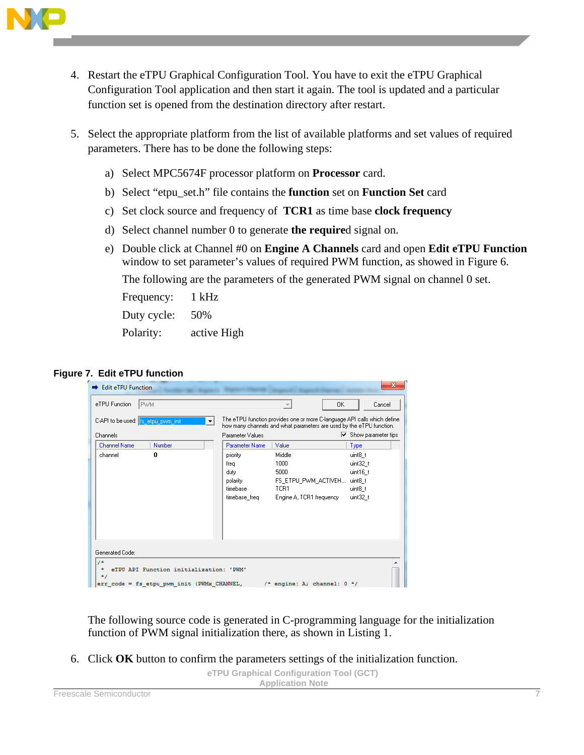4. Restart the eTPU Graphical Configuration Tool. You have to exit the eTPU Graphical Configuration Tool application and then start it again. The tool is updated and a particular function set is opened from the destination directory after restart.

5. Select the appropriate platform from the list of available platforms and set values of required parameters. There has to be done the following steps:

   a) Select MPC5674F processor platform on **Processor** card.

   b) Select "etpu_set.h" file contains the **function** set on **Function Set** card

   c) Set clock source and frequency of **TCR1** as time base **clock frequency**

   d) Select channel number 0 to generate **the require**d signal on.

   e) Double click at Channel #0 on **Engine A Channels** card and open **Edit eTPU Function** window to set parameter's values of required PWM function, as showed in Figure 6.

   The following are the parameters of the generated PWM signal on channel 0 set.

   Frequency: 1 kHz

   Duty cycle: 50%

   Polarity: active High

**Figure 7. Edit eTPU function**

The following source code is generated in C-programming language for the initialization function of PWM signal initialization there, as shown in Listing 1.

6. Click **OK** button to confirm the parameters settings of the initialization function.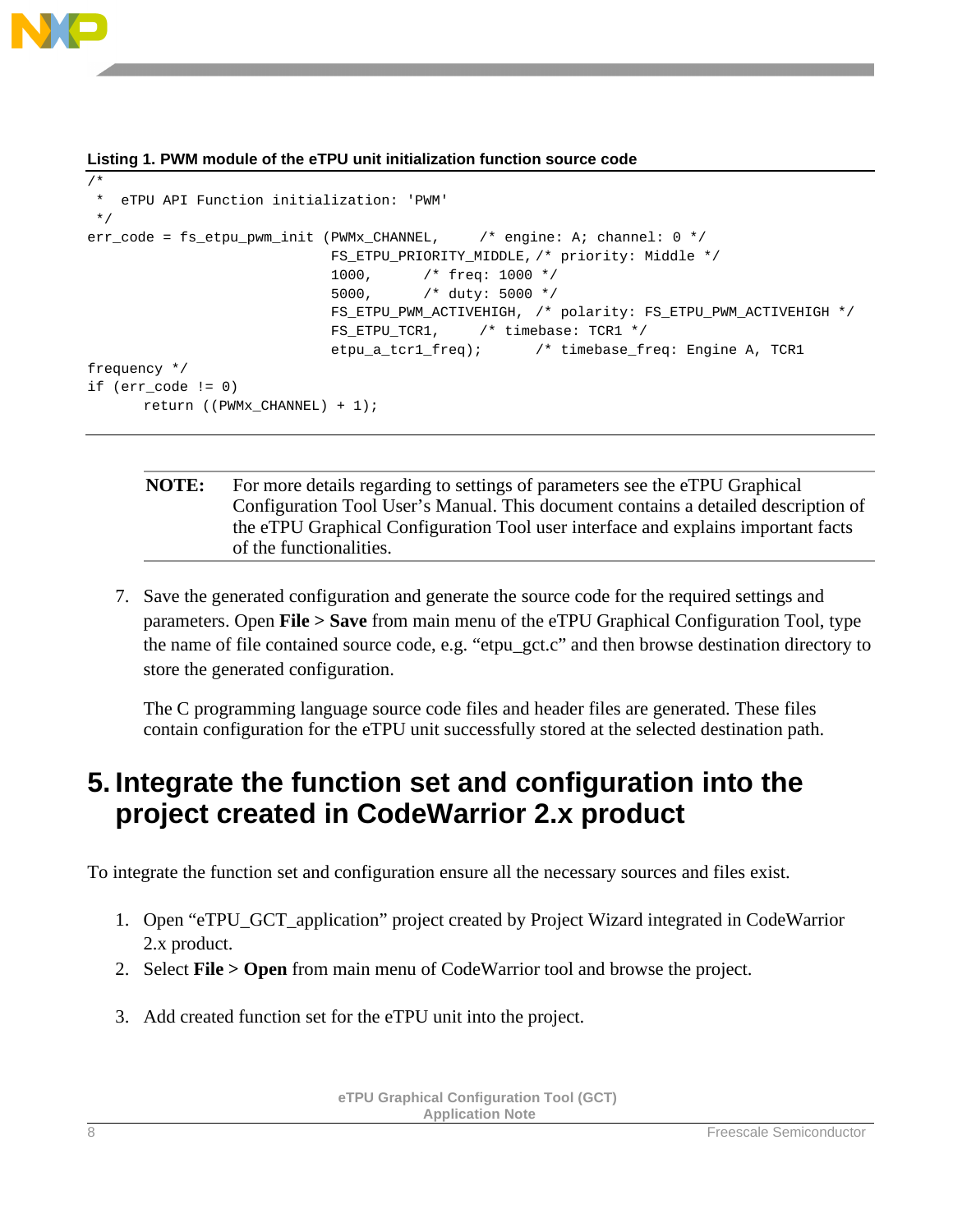**Listing 1. PWM module of the eTPU unit initialization function source code**

```
/*
 *  eTPU API Function initialization: 'PWM'
 */
err_code = fs_etpu_pwm_init (PWMx_CHANNEL,     /* engine: A; channel: 0 */
                             FS_ETPU_PRIORITY_MIDDLE, /* priority: Middle */
                             1000,      /* freq: 1000 */
                             5000,      /* duty: 5000 */
                             FS_ETPU_PWM_ACTIVEHIGH, /* polarity: FS_ETPU_PWM_ACTIVEHIGH */
                             FS_ETPU_TCR1,     /* timebase: TCR1 */
                             etpu_a_tcr1_freq);      /* timebase_freq: Engine A, TCR1 
frequency */
if (err_code != 0)
      return ((PWMx_CHANNEL) + 1);
```

**NOTE:** For more details regarding to settings of parameters see the eTPU Graphical Configuration Tool User's Manual. This document contains a detailed description of the eTPU Graphical Configuration Tool user interface and explains important facts of the functionalities.

7. Save the generated configuration and generate the source code for the required settings and parameters. Open **File > Save** from main menu of the eTPU Graphical Configuration Tool, type the name of file contained source code, e.g. "etpu_gct.c" and then browse destination directory to store the generated configuration.

   The C programming language source code files and header files are generated. These files contain configuration for the eTPU unit successfully stored at the selected destination path.

# 5. Integrate the function set and configuration into the project created in CodeWarrior 2.x product

To integrate the function set and configuration ensure all the necessary sources and files exist.

1. Open "eTPU_GCT_application" project created by Project Wizard integrated in CodeWarrior 2.x product.
2. Select **File > Open** from main menu of CodeWarrior tool and browse the project.
3. Add created function set for the eTPU unit into the project.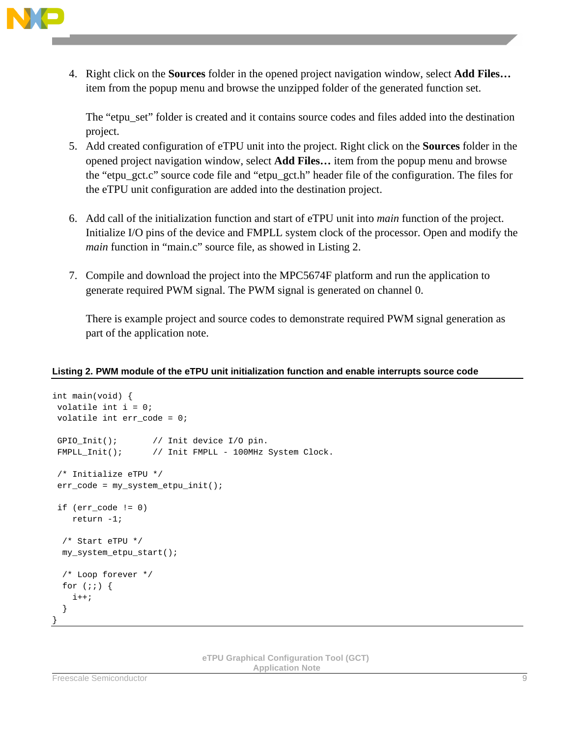4. Right click on the **Sources** folder in the opened project navigation window, select **Add Files…** item from the popup menu and browse the unzipped folder of the generated function set.

   The “etpu_set” folder is created and it contains source codes and files added into the destination project.
5. Add created configuration of eTPU unit into the project. Right click on the **Sources** folder in the opened project navigation window, select **Add Files…** item from the popup menu and browse the “etpu_gct.c” source code file and “etpu_gct.h” header file of the configuration. The files for the eTPU unit configuration are added into the destination project.

6. Add call of the initialization function and start of eTPU unit into *main* function of the project. Initialize I/O pins of the device and FMPLL system clock of the processor. Open and modify the *main* function in “main.c” source file, as showed in Listing 2.

7. Compile and download the project into the MPC5674F platform and run the application to generate required PWM signal. The PWM signal is generated on channel 0.

   There is example project and source codes to demonstrate required PWM signal generation as part of the application note.

**Listing 2. PWM module of the eTPU unit initialization function and enable interrupts source code**

```
int main(void) {
 volatile int i = 0;
 volatile int err_code = 0;

 GPIO_Init();       // Init device I/O pin.
 FMPLL_Init();      // Init FMPLL - 100MHz System Clock.

 /* Initialize eTPU */
 err_code = my_system_etpu_init();

 if (err_code != 0)
    return -1;

  /* Start eTPU */
  my_system_etpu_start();

  /* Loop forever */
  for (;;) {
    i++;
  }
}
```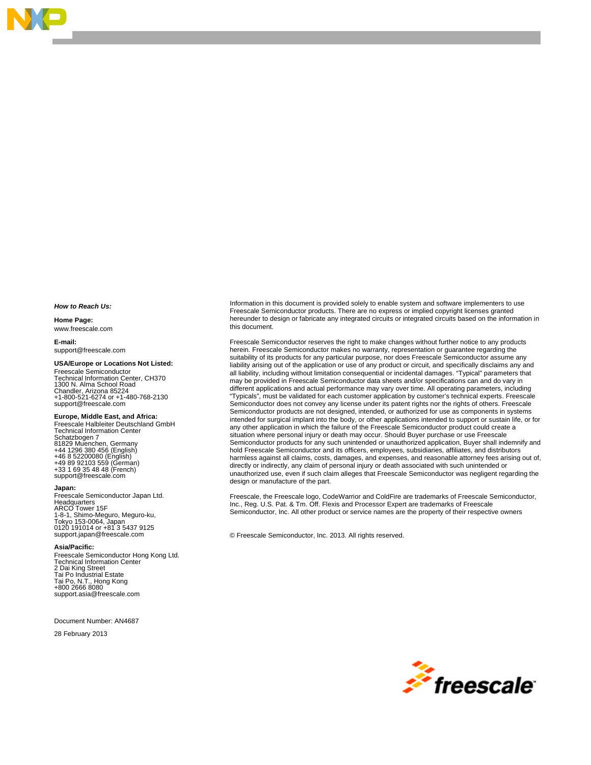***How to Reach Us:***

**Home Page:**
www.freescale.com

**E-mail:**
support@freescale.com

**USA/Europe or Locations Not Listed:**
Freescale Semiconductor
Technical Information Center, CH370
1300 N. Alma School Road
Chandler, Arizona 85224
+1-800-521-6274 or +1-480-768-2130
support@freescale.com

**Europe, Middle East, and Africa:**
Freescale Halbleiter Deutschland GmbH
Technical Information Center
Schatzbogen 7
81829 Muenchen, Germany
+44 1296 380 456 (English)
+46 8 52200080 (English)
+49 89 92103 559 (German)
+33 1 69 35 48 48 (French)
support@freescale.com

**Japan:**
Freescale Semiconductor Japan Ltd.
Headquarters
ARCO Tower 15F
1-8-1, Shimo-Meguro, Meguro-ku,
Tokyo 153-0064, Japan
0120 191014 or +81 3 5437 9125
support.japan@freescale.com

**Asia/Pacific:**
Freescale Semiconductor Hong Kong Ltd.
Technical Information Center
2 Dai King Street
Tai Po Industrial Estate
Tai Po, N.T., Hong Kong
+800 2666 8080
support.asia@freescale.com

Document Number: AN4687

28 February 2013

Information in this document is provided solely to enable system and software implementers to use Freescale Semiconductor products. There are no express or implied copyright licenses granted hereunder to design or fabricate any integrated circuits or integrated circuits based on the information in this document.

Freescale Semiconductor reserves the right to make changes without further notice to any products herein. Freescale Semiconductor makes no warranty, representation or guarantee regarding the suitability of its products for any particular purpose, nor does Freescale Semiconductor assume any liability arising out of the application or use of any product or circuit, and specifically disclaims any and all liability, including without limitation consequential or incidental damages. "Typical" parameters that may be provided in Freescale Semiconductor data sheets and/or specifications can and do vary in different applications and actual performance may vary over time. All operating parameters, including "Typicals", must be validated for each customer application by customer's technical experts. Freescale Semiconductor does not convey any license under its patent rights nor the rights of others. Freescale Semiconductor products are not designed, intended, or authorized for use as components in systems intended for surgical implant into the body, or other applications intended to support or sustain life, or for any other application in which the failure of the Freescale Semiconductor product could create a situation where personal injury or death may occur. Should Buyer purchase or use Freescale Semiconductor products for any such unintended or unauthorized application, Buyer shall indemnify and hold Freescale Semiconductor and its officers, employees, subsidiaries, affiliates, and distributors harmless against all claims, costs, damages, and expenses, and reasonable attorney fees arising out of, directly or indirectly, any claim of personal injury or death associated with such unintended or unauthorized use, even if such claim alleges that Freescale Semiconductor was negligent regarding the design or manufacture of the part.

Freescale, the Freescale logo, CodeWarrior and ColdFire are trademarks of Freescale Semiconductor, Inc., Reg. U.S. Pat. & Tm. Off. Flexis and Processor Expert are trademarks of Freescale Semiconductor, Inc. All other product or service names are the property of their respective owners

© Freescale Semiconductor, Inc. 2013. All rights reserved.